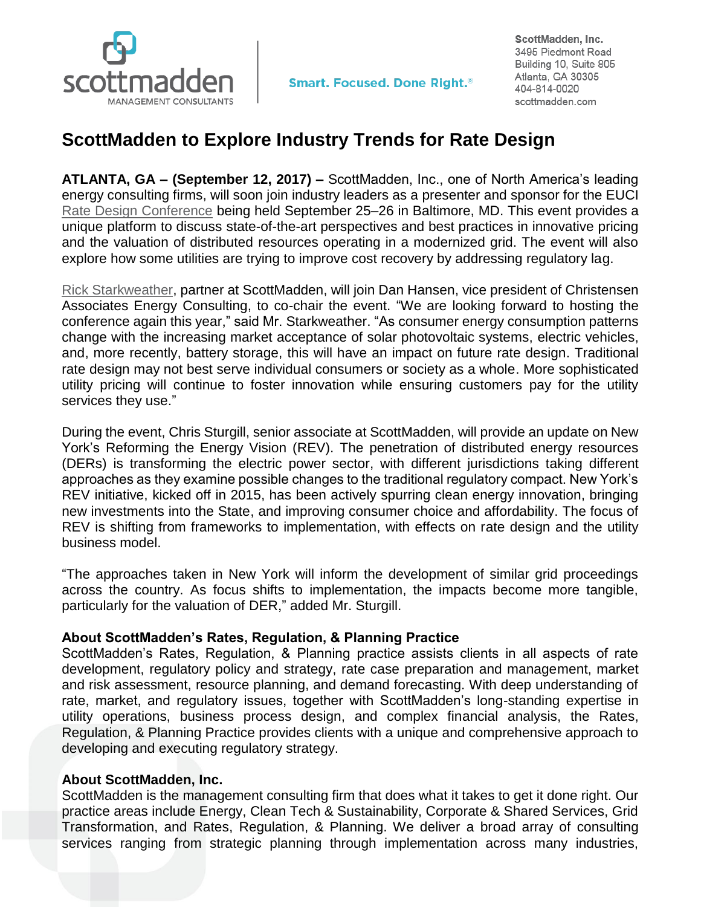scottmadden
MANAGEMENT CONSULTANTS

Smart. Focused. Done Right.®

ScottMadden, Inc.
3495 Piedmont Road
Building 10, Suite 805
Atlanta, GA 30305
404-814-0020
scottmadden.com

# ScottMadden to Explore Industry Trends for Rate Design

**ATLANTA, GA – (September 12, 2017) –** ScottMadden, Inc., one of North America's leading energy consulting firms, will soon join industry leaders as a presenter and sponsor for the EUCI Rate Design Conference being held September 25–26 in Baltimore, MD. This event provides a unique platform to discuss state-of-the-art perspectives and best practices in innovative pricing and the valuation of distributed resources operating in a modernized grid. The event will also explore how some utilities are trying to improve cost recovery by addressing regulatory lag.

Rick Starkweather, partner at ScottMadden, will join Dan Hansen, vice president of Christensen Associates Energy Consulting, to co-chair the event. "We are looking forward to hosting the conference again this year," said Mr. Starkweather. "As consumer energy consumption patterns change with the increasing market acceptance of solar photovoltaic systems, electric vehicles, and, more recently, battery storage, this will have an impact on future rate design. Traditional rate design may not best serve individual consumers or society as a whole. More sophisticated utility pricing will continue to foster innovation while ensuring customers pay for the utility services they use."

During the event, Chris Sturgill, senior associate at ScottMadden, will provide an update on New York's Reforming the Energy Vision (REV). The penetration of distributed energy resources (DERs) is transforming the electric power sector, with different jurisdictions taking different approaches as they examine possible changes to the traditional regulatory compact. New York's REV initiative, kicked off in 2015, has been actively spurring clean energy innovation, bringing new investments into the State, and improving consumer choice and affordability. The focus of REV is shifting from frameworks to implementation, with effects on rate design and the utility business model.

"The approaches taken in New York will inform the development of similar grid proceedings across the country. As focus shifts to implementation, the impacts become more tangible, particularly for the valuation of DER," added Mr. Sturgill.

### About ScottMadden's Rates, Regulation, & Planning Practice

ScottMadden's Rates, Regulation, & Planning practice assists clients in all aspects of rate development, regulatory policy and strategy, rate case preparation and management, market and risk assessment, resource planning, and demand forecasting. With deep understanding of rate, market, and regulatory issues, together with ScottMadden's long-standing expertise in utility operations, business process design, and complex financial analysis, the Rates, Regulation, & Planning Practice provides clients with a unique and comprehensive approach to developing and executing regulatory strategy.

### About ScottMadden, Inc.

ScottMadden is the management consulting firm that does what it takes to get it done right. Our practice areas include Energy, Clean Tech & Sustainability, Corporate & Shared Services, Grid Transformation, and Rates, Regulation, & Planning. We deliver a broad array of consulting services ranging from strategic planning through implementation across many industries,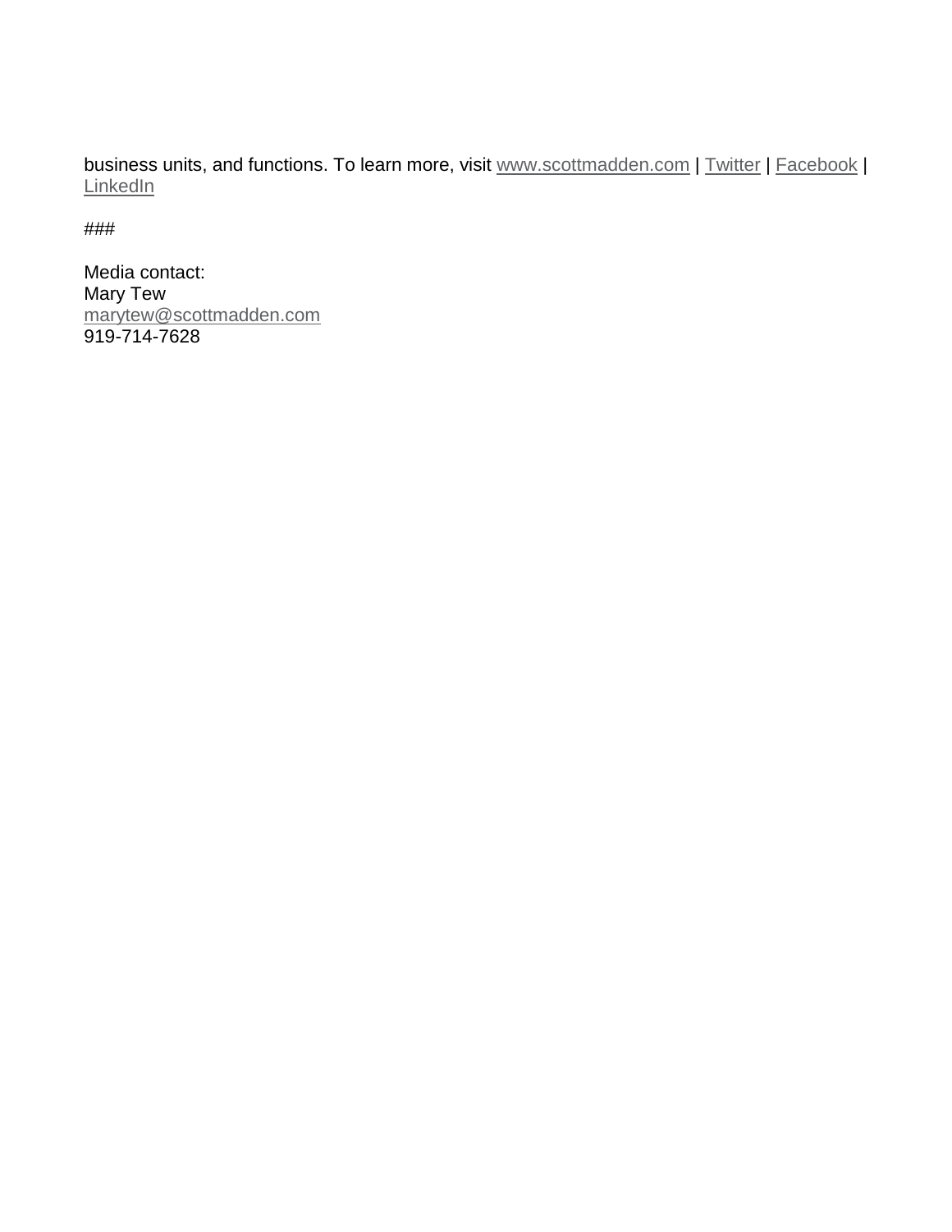business units, and functions. To learn more, visit www.scottmadden.com | Twitter | Facebook | LinkedIn

###

Media contact:
Mary Tew
marytew@scottmadden.com
919-714-7628